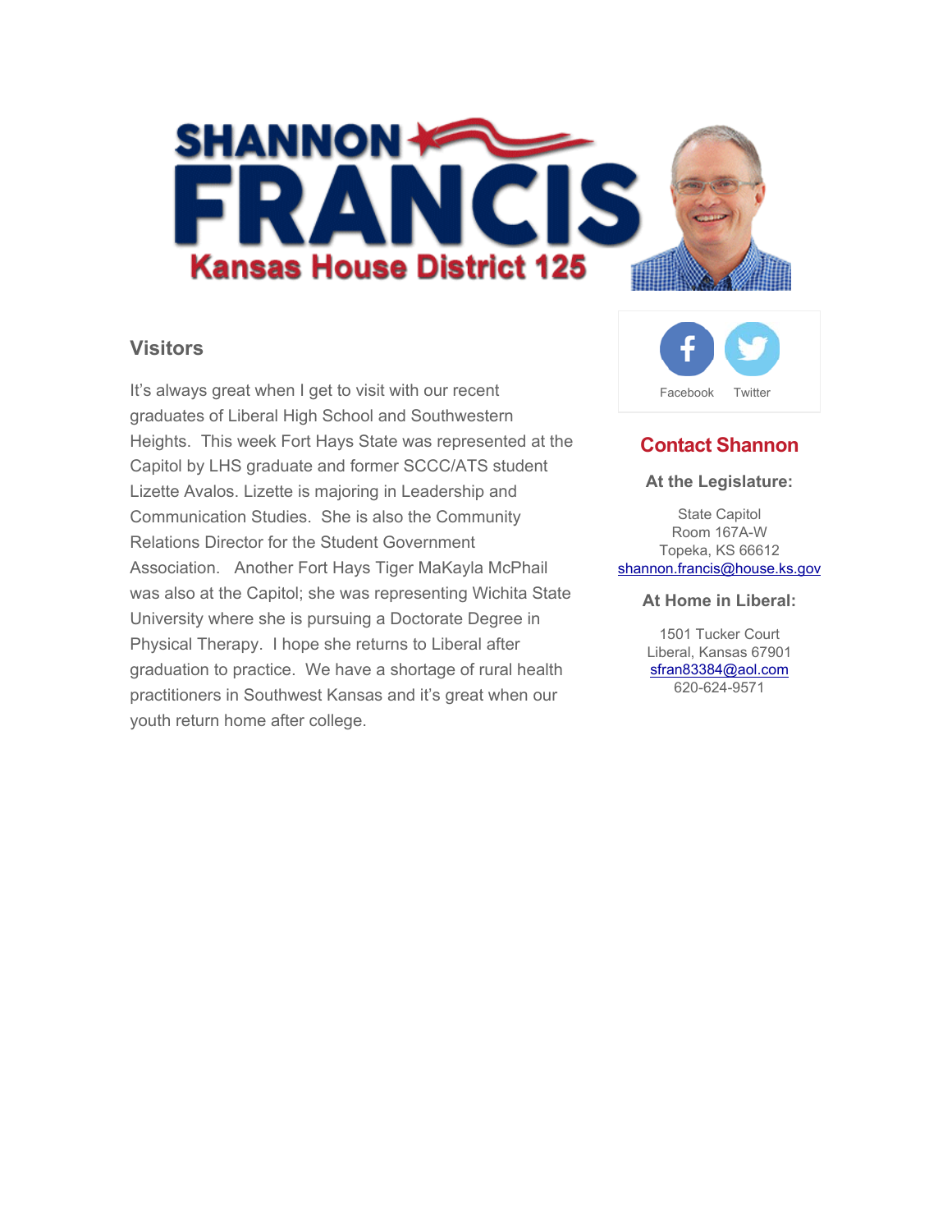# SHANNON FRANCIS

### Kansas House District 125

## Visitors

It's always great when I get to visit with our recent graduates of Liberal High School and Southwestern Heights. This week Fort Hays State was represented at the Capitol by LHS graduate and former SCCC/ATS student Lizette Avalos. Lizette is majoring in Leadership and Communication Studies. She is also the Community Relations Director for the Student Government Association. Another Fort Hays Tiger MaKayla McPhail was also at the Capitol; she was representing Wichita State University where she is pursuing a Doctorate Degree in Physical Therapy. I hope she returns to Liberal after graduation to practice. We have a shortage of rural health practitioners in Southwest Kansas and it's great when our youth return home after college.

Facebook Twitter

## Contact Shannon

**At the Legislature:**

State Capitol
Room 167A-W
Topeka, KS 66612
shannon.francis@house.ks.gov

**At Home in Liberal:**

1501 Tucker Court
Liberal, Kansas 67901
sfran83384@aol.com
620-624-9571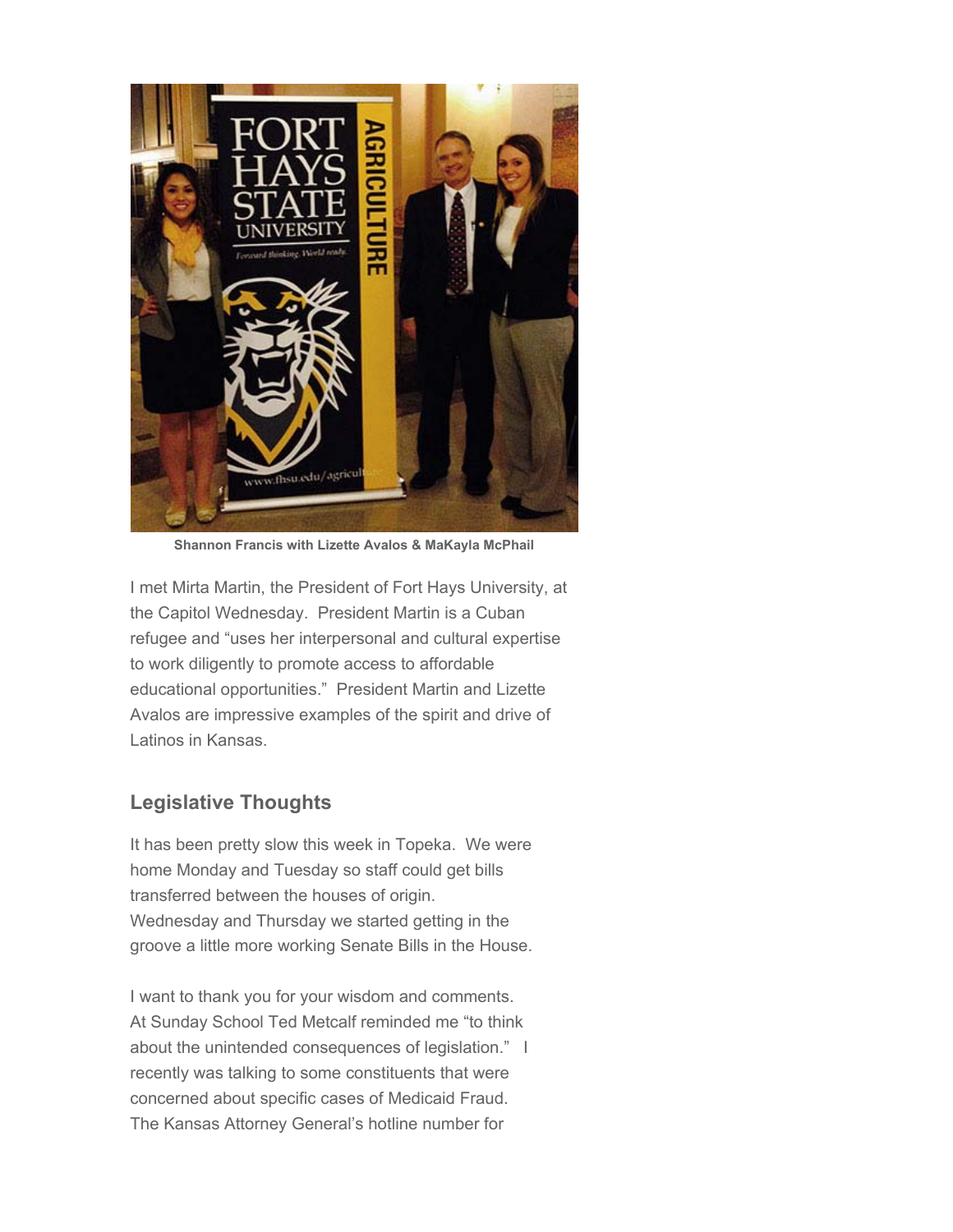**Shannon Francis with Lizette Avalos & MaKayla McPhail**

I met Mirta Martin, the President of Fort Hays University, at the Capitol Wednesday. President Martin is a Cuban refugee and "uses her interpersonal and cultural expertise to work diligently to promote access to affordable educational opportunities." President Martin and Lizette Avalos are impressive examples of the spirit and drive of Latinos in Kansas.

## Legislative Thoughts

It has been pretty slow this week in Topeka. We were home Monday and Tuesday so staff could get bills transferred between the houses of origin. Wednesday and Thursday we started getting in the groove a little more working Senate Bills in the House.

I want to thank you for your wisdom and comments. At Sunday School Ted Metcalf reminded me "to think about the unintended consequences of legislation." I recently was talking to some constituents that were concerned about specific cases of Medicaid Fraud. The Kansas Attorney General's hotline number for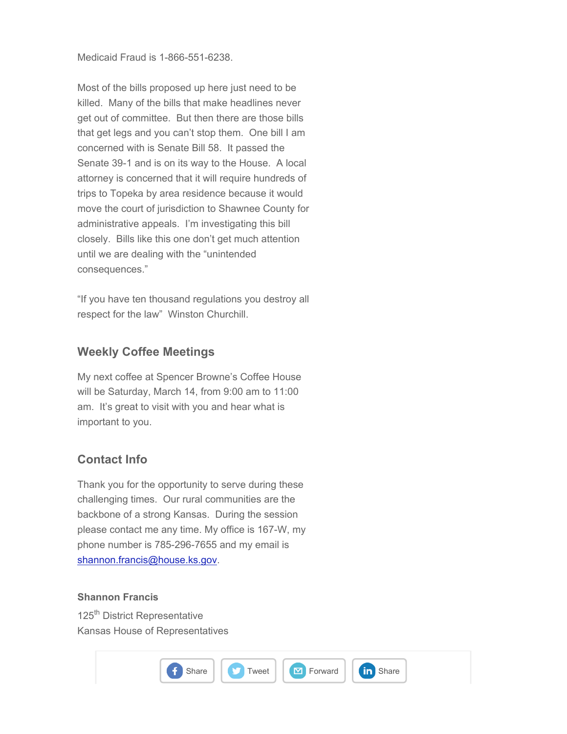Medicaid Fraud is 1-866-551-6238.

Most of the bills proposed up here just need to be killed. Many of the bills that make headlines never get out of committee. But then there are those bills that get legs and you can't stop them. One bill I am concerned with is Senate Bill 58. It passed the Senate 39-1 and is on its way to the House. A local attorney is concerned that it will require hundreds of trips to Topeka by area residence because it would move the court of jurisdiction to Shawnee County for administrative appeals. I'm investigating this bill closely. Bills like this one don't get much attention until we are dealing with the "unintended consequences."

"If you have ten thousand regulations you destroy all respect for the law" Winston Churchill.

## Weekly Coffee Meetings

My next coffee at Spencer Browne's Coffee House will be Saturday, March 14, from 9:00 am to 11:00 am. It's great to visit with you and hear what is important to you.

## Contact Info

Thank you for the opportunity to serve during these challenging times. Our rural communities are the backbone of a strong Kansas. During the session please contact me any time. My office is 167-W, my phone number is 785-296-7655 and my email is shannon.francis@house.ks.gov.

**Shannon Francis**

125th District Representative
Kansas House of Representatives

Share Tweet Forward Share